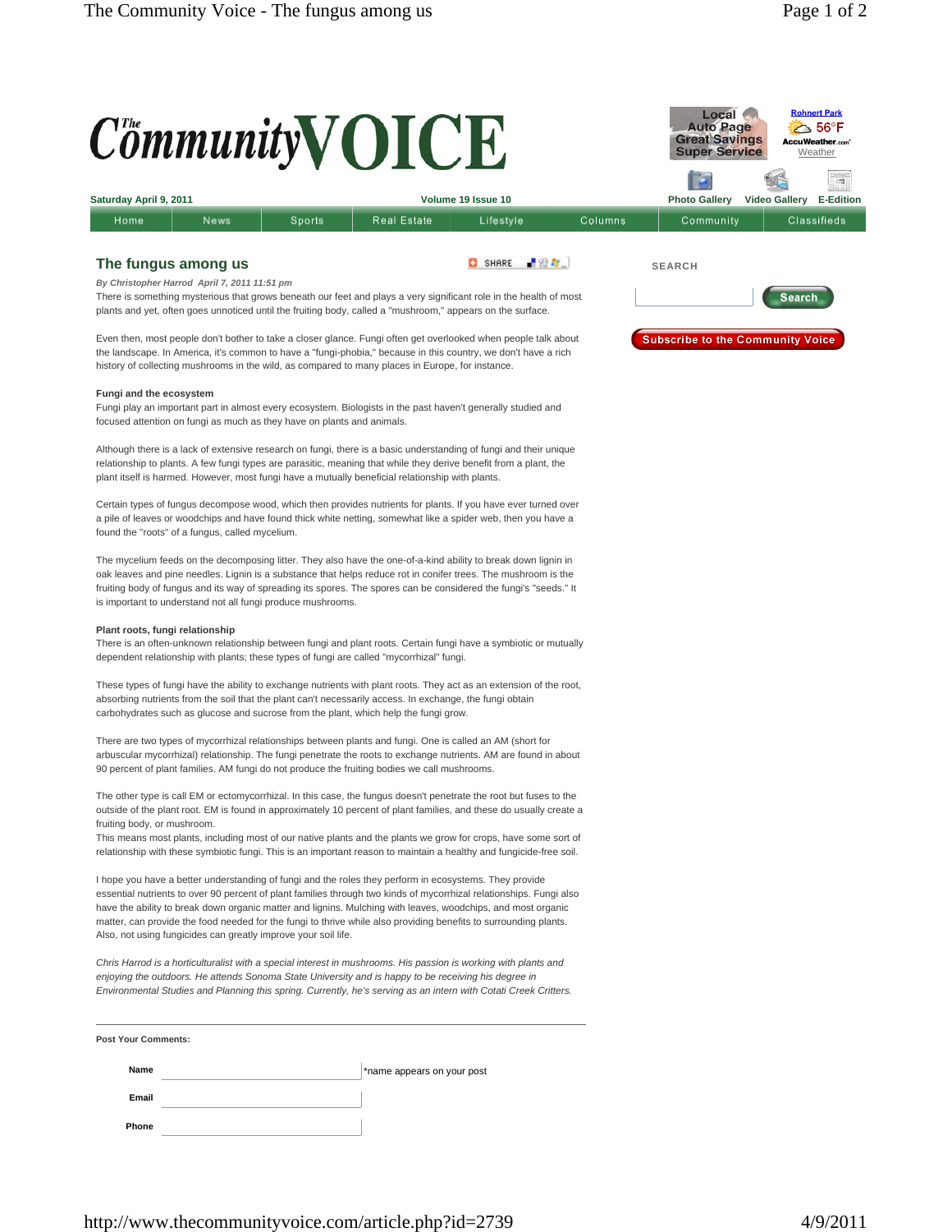# The Community VOICE

Saturday April 9, 2011 | Volume 19 Issue 10

Home | News | Sports | Real Estate | Lifestyle | Columns | Community | Classifieds

## The fungus among us

***By Christopher Harrod April 7, 2011 11:51 pm***

There is something mysterious that grows beneath our feet and plays a very significant role in the health of most plants and yet, often goes unnoticed until the fruiting body, called a "mushroom," appears on the surface.

Even then, most people don't bother to take a closer glance. Fungi often get overlooked when people talk about the landscape. In America, it's common to have a "fungi-phobia," because in this country, we don't have a rich history of collecting mushrooms in the wild, as compared to many places in Europe, for instance.

**Fungi and the ecosystem**

Fungi play an important part in almost every ecosystem. Biologists in the past haven't generally studied and focused attention on fungi as much as they have on plants and animals.

Although there is a lack of extensive research on fungi, there is a basic understanding of fungi and their unique relationship to plants. A few fungi types are parasitic, meaning that while they derive benefit from a plant, the plant itself is harmed. However, most fungi have a mutually beneficial relationship with plants.

Certain types of fungus decompose wood, which then provides nutrients for plants. If you have ever turned over a pile of leaves or woodchips and have found thick white netting, somewhat like a spider web, then you have a found the "roots" of a fungus, called mycelium.

The mycelium feeds on the decomposing litter. They also have the one-of-a-kind ability to break down lignin in oak leaves and pine needles. Lignin is a substance that helps reduce rot in conifer trees. The mushroom is the fruiting body of fungus and its way of spreading its spores. The spores can be considered the fungi's "seeds." It is important to understand not all fungi produce mushrooms.

**Plant roots, fungi relationship**

There is an often-unknown relationship between fungi and plant roots. Certain fungi have a symbiotic or mutually dependent relationship with plants; these types of fungi are called "mycorrhizal" fungi.

These types of fungi have the ability to exchange nutrients with plant roots. They act as an extension of the root, absorbing nutrients from the soil that the plant can't necessarily access. In exchange, the fungi obtain carbohydrates such as glucose and sucrose from the plant, which help the fungi grow.

There are two types of mycorrhizal relationships between plants and fungi. One is called an AM (short for arbuscular mycorrhizal) relationship. The fungi penetrate the roots to exchange nutrients. AM are found in about 90 percent of plant families. AM fungi do not produce the fruiting bodies we call mushrooms.

The other type is call EM or ectomycorrhizal. In this case, the fungus doesn't penetrate the root but fuses to the outside of the plant root. EM is found in approximately 10 percent of plant families, and these do usually create a fruiting body, or mushroom.
This means most plants, including most of our native plants and the plants we grow for crops, have some sort of relationship with these symbiotic fungi. This is an important reason to maintain a healthy and fungicide-free soil.

I hope you have a better understanding of fungi and the roles they perform in ecosystems. They provide essential nutrients to over 90 percent of plant families through two kinds of mycorrhizal relationships. Fungi also have the ability to break down organic matter and lignins. Mulching with leaves, woodchips, and most organic matter, can provide the food needed for the fungi to thrive while also providing benefits to surrounding plants. Also, not using fungicides can greatly improve your soil life.

*Chris Harrod is a horticulturalist with a special interest in mushrooms. His passion is working with plants and enjoying the outdoors. He attends Sonoma State University and is happy to be receiving his degree in Environmental Studies and Planning this spring. Currently, he's serving as an intern with Cotati Creek Critters.*

**Post Your Comments:**

**Name** *name appears on your post

**Email**

**Phone**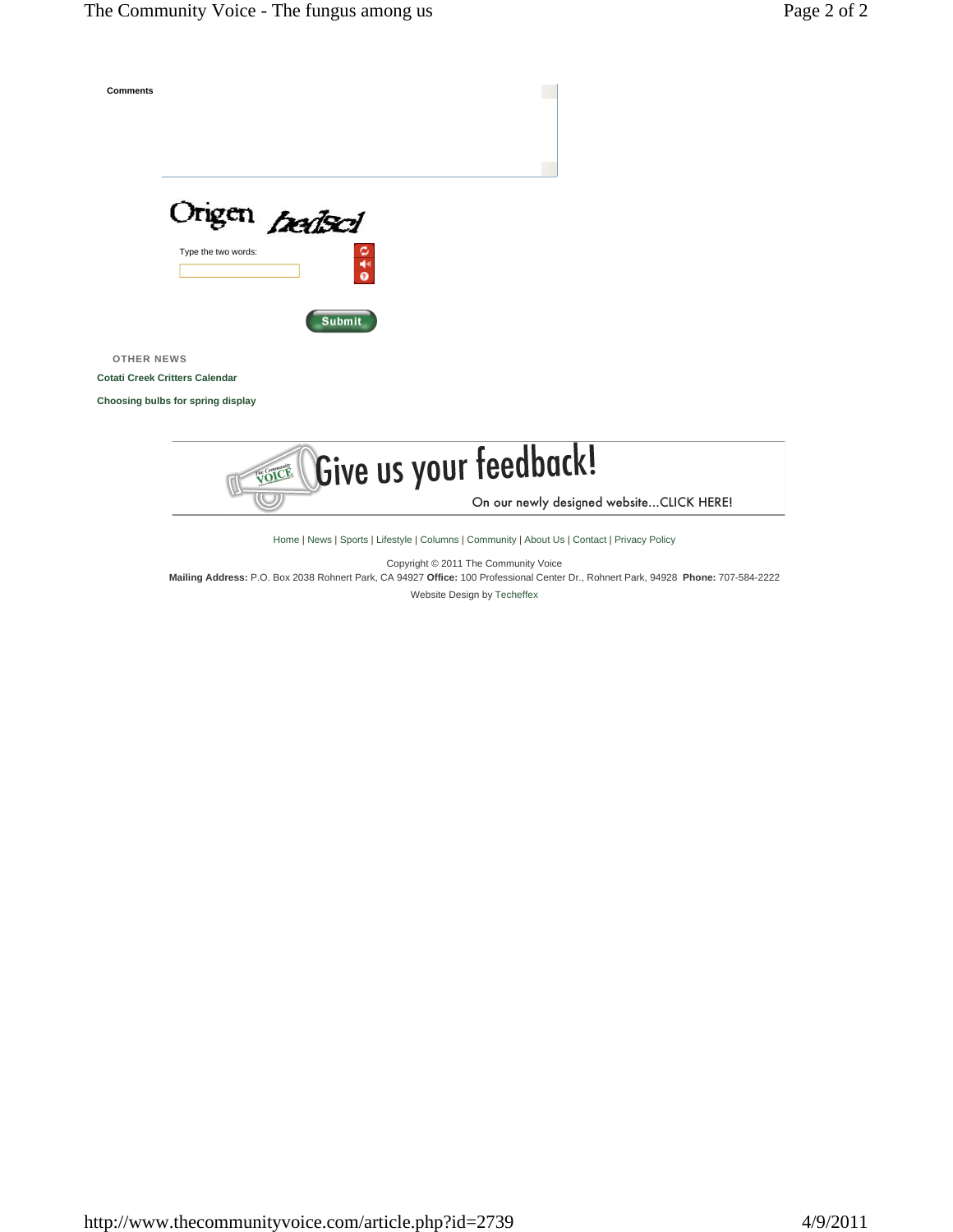**Comments**

Origen bedsed

Type the two words:

Submit

OTHER NEWS

**Cotati Creek Critters Calendar**

**Choosing bulbs for spring display**

Give us your feedback!

On our newly designed website...CLICK HERE!

Home | News | Sports | Lifestyle | Columns | Community | About Us | Contact | Privacy Policy

Copyright © 2011 The Community Voice

**Mailing Address:** P.O. Box 2038 Rohnert Park, CA 94927 **Office:** 100 Professional Center Dr., Rohnert Park, 94928 **Phone:** 707-584-2222

Website Design by Techeffex